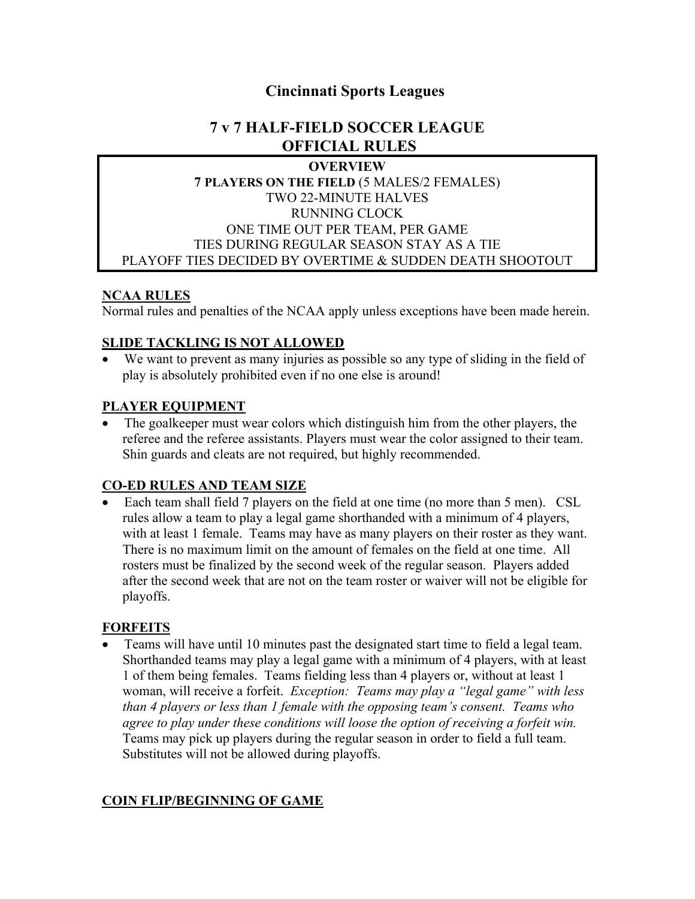# Cincinnati Sports Leagues

## 7 v 7 HALF-FIELD SOCCER LEAGUE
## OFFICIAL RULES

**OVERVIEW**
**7 PLAYERS ON THE FIELD** (5 MALES/2 FEMALES)
TWO 22-MINUTE HALVES
RUNNING CLOCK
ONE TIME OUT PER TEAM, PER GAME
TIES DURING REGULAR SEASON STAY AS A TIE
PLAYOFF TIES DECIDED BY OVERTIME & SUDDEN DEATH SHOOTOUT

### NCAA RULES

Normal rules and penalties of the NCAA apply unless exceptions have been made herein.

### SLIDE TACKLING IS NOT ALLOWED

- We want to prevent as many injuries as possible so any type of sliding in the field of play is absolutely prohibited even if no one else is around!

### PLAYER EQUIPMENT

- The goalkeeper must wear colors which distinguish him from the other players, the referee and the referee assistants. Players must wear the color assigned to their team. Shin guards and cleats are not required, but highly recommended.

### CO-ED RULES AND TEAM SIZE

- Each team shall field 7 players on the field at one time (no more than 5 men). CSL rules allow a team to play a legal game shorthanded with a minimum of 4 players, with at least 1 female. Teams may have as many players on their roster as they want. There is no maximum limit on the amount of females on the field at one time. All rosters must be finalized by the second week of the regular season. Players added after the second week that are not on the team roster or waiver will not be eligible for playoffs.

### FORFEITS

- Teams will have until 10 minutes past the designated start time to field a legal team. Shorthanded teams may play a legal game with a minimum of 4 players, with at least 1 of them being females. Teams fielding less than 4 players or, without at least 1 woman, will receive a forfeit. *Exception: Teams may play a "legal game" with less than 4 players or less than 1 female with the opposing team's consent. Teams who agree to play under these conditions will loose the option of receiving a forfeit win.* Teams may pick up players during the regular season in order to field a full team. Substitutes will not be allowed during playoffs.

### COIN FLIP/BEGINNING OF GAME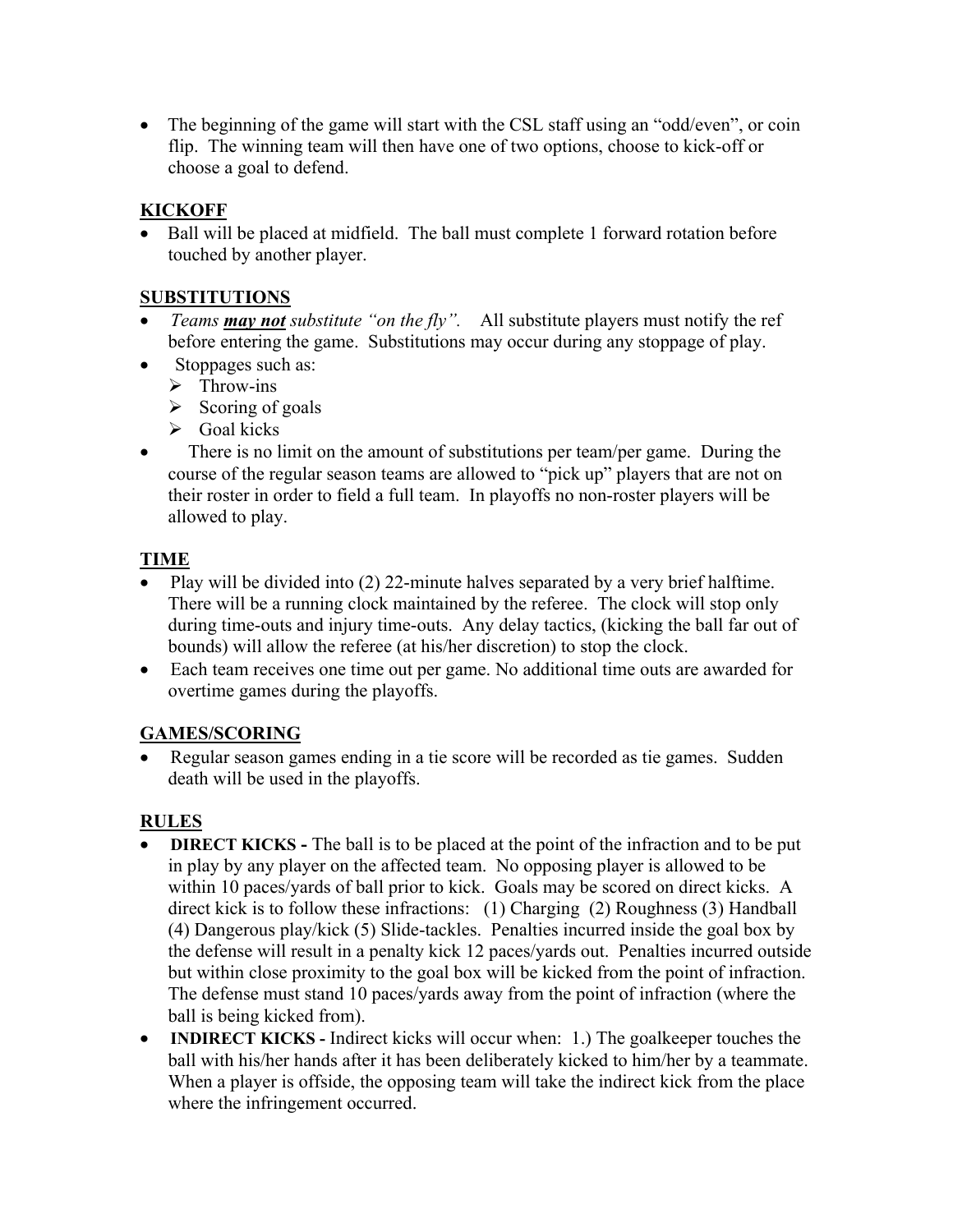- The beginning of the game will start with the CSL staff using an "odd/even", or coin flip. The winning team will then have one of two options, choose to kick-off or choose a goal to defend.

## KICKOFF

- Ball will be placed at midfield. The ball must complete 1 forward rotation before touched by another player.

## SUBSTITUTIONS

- *Teams **may not** substitute "on the fly".* All substitute players must notify the ref before entering the game. Substitutions may occur during any stoppage of play.
- Stoppages such as:
  - Throw-ins
  - Scoring of goals
  - Goal kicks
- There is no limit on the amount of substitutions per team/per game. During the course of the regular season teams are allowed to "pick up" players that are not on their roster in order to field a full team. In playoffs no non-roster players will be allowed to play.

## TIME

- Play will be divided into (2) 22-minute halves separated by a very brief halftime. There will be a running clock maintained by the referee. The clock will stop only during time-outs and injury time-outs. Any delay tactics, (kicking the ball far out of bounds) will allow the referee (at his/her discretion) to stop the clock.
- Each team receives one time out per game. No additional time outs are awarded for overtime games during the playoffs.

## GAMES/SCORING

- Regular season games ending in a tie score will be recorded as tie games. Sudden death will be used in the playoffs.

## RULES

- **DIRECT KICKS -** The ball is to be placed at the point of the infraction and to be put in play by any player on the affected team. No opposing player is allowed to be within 10 paces/yards of ball prior to kick. Goals may be scored on direct kicks. A direct kick is to follow these infractions: (1) Charging (2) Roughness (3) Handball (4) Dangerous play/kick (5) Slide-tackles. Penalties incurred inside the goal box by the defense will result in a penalty kick 12 paces/yards out. Penalties incurred outside but within close proximity to the goal box will be kicked from the point of infraction. The defense must stand 10 paces/yards away from the point of infraction (where the ball is being kicked from).
- **INDIRECT KICKS -** Indirect kicks will occur when: 1.) The goalkeeper touches the ball with his/her hands after it has been deliberately kicked to him/her by a teammate. When a player is offside, the opposing team will take the indirect kick from the place where the infringement occurred.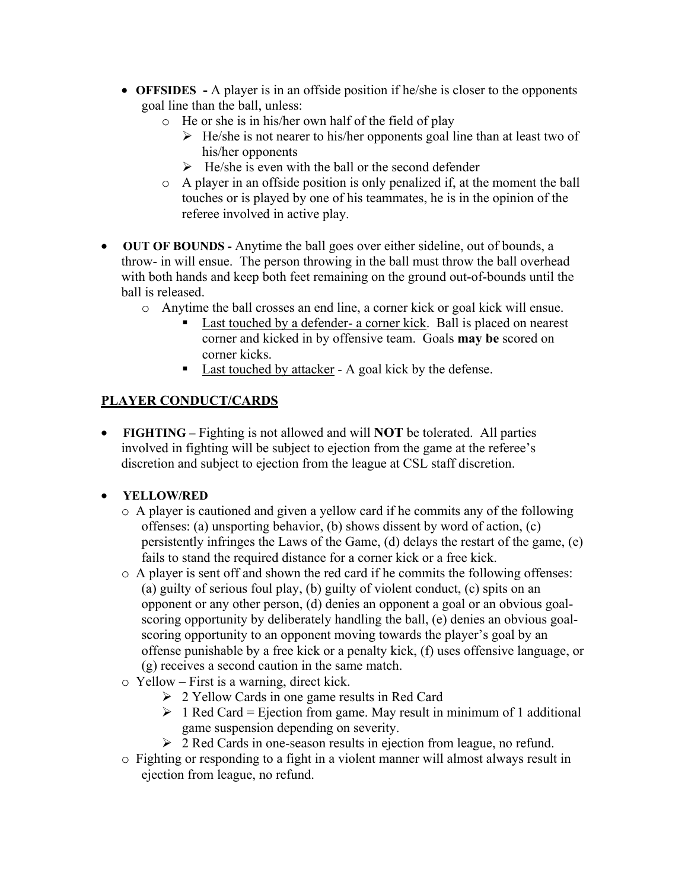- **OFFSIDES -** A player is in an offside position if he/she is closer to the opponents goal line than the ball, unless:
  - He or she is in his/her own half of the field of play
    - He/she is not nearer to his/her opponents goal line than at least two of his/her opponents
    - He/she is even with the ball or the second defender
  - A player in an offside position is only penalized if, at the moment the ball touches or is played by one of his teammates, he is in the opinion of the referee involved in active play.

- **OUT OF BOUNDS -** Anytime the ball goes over either sideline, out of bounds, a throw- in will ensue. The person throwing in the ball must throw the ball overhead with both hands and keep both feet remaining on the ground out-of-bounds until the ball is released.
  - Anytime the ball crosses an end line, a corner kick or goal kick will ensue.
    - <u>Last touched by a defender- a corner kick</u>. Ball is placed on nearest corner and kicked in by offensive team. Goals **may be** scored on corner kicks.
    - <u>Last touched by attacker</u> - A goal kick by the defense.

## <u>PLAYER CONDUCT/CARDS</u>

- **FIGHTING –** Fighting is not allowed and will **NOT** be tolerated. All parties involved in fighting will be subject to ejection from the game at the referee's discretion and subject to ejection from the league at CSL staff discretion.

- **YELLOW/RED**
  - A player is cautioned and given a yellow card if he commits any of the following offenses: (a) unsporting behavior, (b) shows dissent by word of action, (c) persistently infringes the Laws of the Game, (d) delays the restart of the game, (e) fails to stand the required distance for a corner kick or a free kick.
  - A player is sent off and shown the red card if he commits the following offenses: (a) guilty of serious foul play, (b) guilty of violent conduct, (c) spits on an opponent or any other person, (d) denies an opponent a goal or an obvious goal-scoring opportunity by deliberately handling the ball, (e) denies an obvious goal-scoring opportunity to an opponent moving towards the player's goal by an offense punishable by a free kick or a penalty kick, (f) uses offensive language, or (g) receives a second caution in the same match.
  - Yellow – First is a warning, direct kick.
    - 2 Yellow Cards in one game results in Red Card
    - 1 Red Card = Ejection from game. May result in minimum of 1 additional game suspension depending on severity.
    - 2 Red Cards in one-season results in ejection from league, no refund.
  - Fighting or responding to a fight in a violent manner will almost always result in ejection from league, no refund.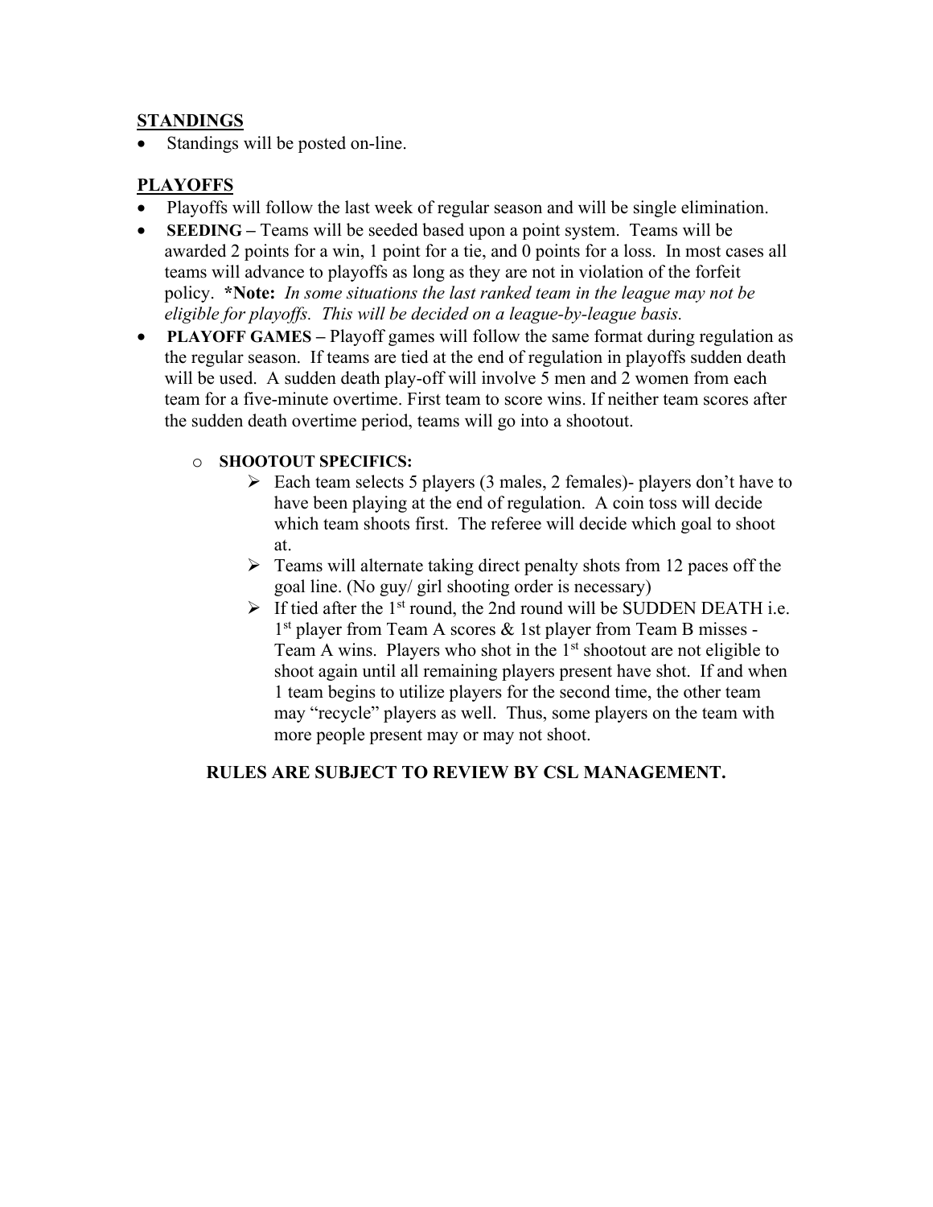## STANDINGS

- Standings will be posted on-line.

## PLAYOFFS

- Playoffs will follow the last week of regular season and will be single elimination.
- **SEEDING –** Teams will be seeded based upon a point system. Teams will be awarded 2 points for a win, 1 point for a tie, and 0 points for a loss. In most cases all teams will advance to playoffs as long as they are not in violation of the forfeit policy. ***Note:** *In some situations the last ranked team in the league may not be eligible for playoffs. This will be decided on a league-by-league basis.*
- **PLAYOFF GAMES –** Playoff games will follow the same format during regulation as the regular season. If teams are tied at the end of regulation in playoffs sudden death will be used. A sudden death play-off will involve 5 men and 2 women from each team for a five-minute overtime. First team to score wins. If neither team scores after the sudden death overtime period, teams will go into a shootout.
  - **SHOOTOUT SPECIFICS:**
    - Each team selects 5 players (3 males, 2 females)- players don't have to have been playing at the end of regulation. A coin toss will decide which team shoots first. The referee will decide which goal to shoot at.
    - Teams will alternate taking direct penalty shots from 12 paces off the goal line. (No guy/ girl shooting order is necessary)
    - If tied after the 1st round, the 2nd round will be SUDDEN DEATH i.e. 1st player from Team A scores & 1st player from Team B misses - Team A wins. Players who shot in the 1st shootout are not eligible to shoot again until all remaining players present have shot. If and when 1 team begins to utilize players for the second time, the other team may "recycle" players as well. Thus, some players on the team with more people present may or may not shoot.

**RULES ARE SUBJECT TO REVIEW BY CSL MANAGEMENT.**